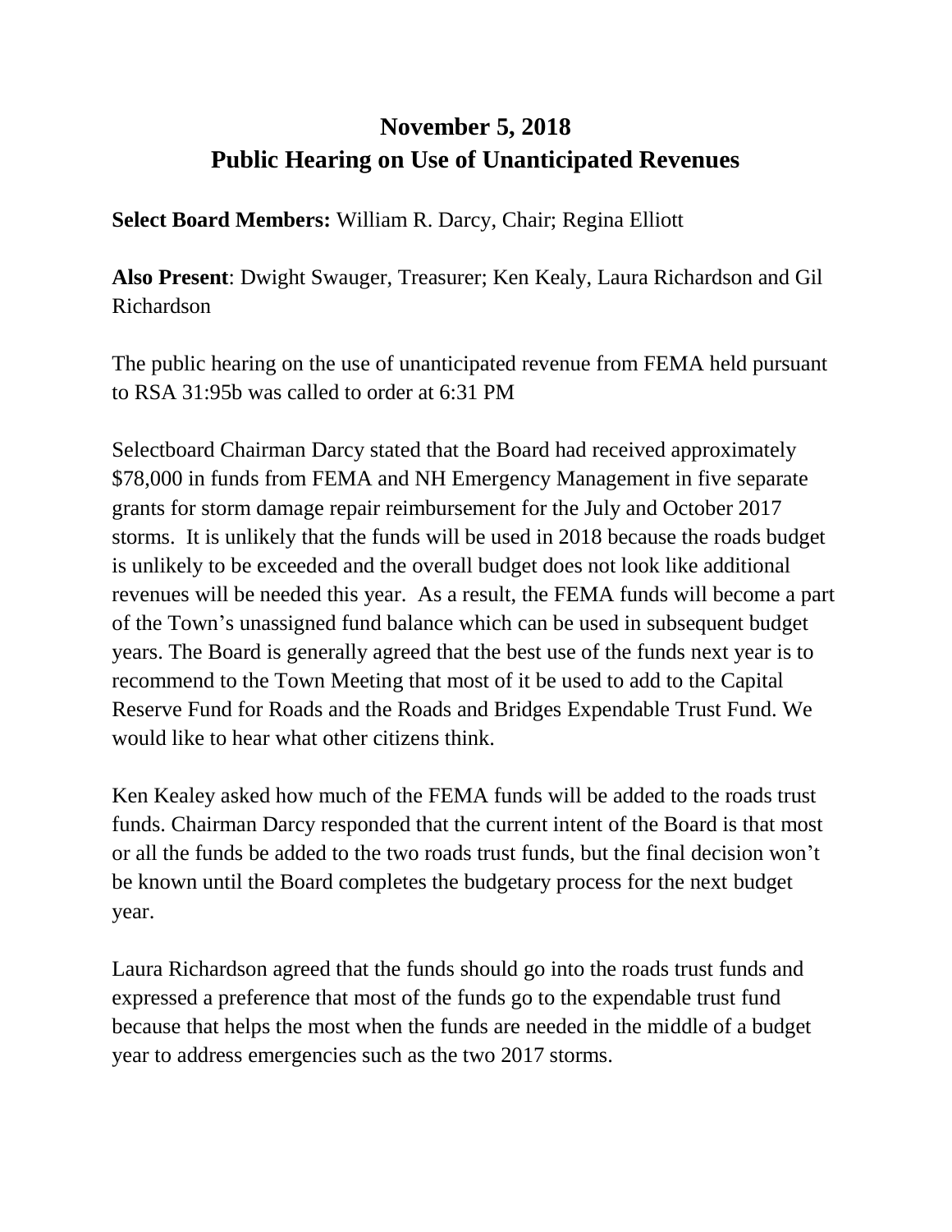# November 5, 2018
# Public Hearing on Use of Unanticipated Revenues

**Select Board Members:** William R. Darcy, Chair; Regina Elliott

**Also Present**: Dwight Swauger, Treasurer; Ken Kealy, Laura Richardson and Gil Richardson

The public hearing on the use of unanticipated revenue from FEMA held pursuant to RSA 31:95b was called to order at 6:31 PM

Selectboard Chairman Darcy stated that the Board had received approximately $78,000 in funds from FEMA and NH Emergency Management in five separate grants for storm damage repair reimbursement for the July and October 2017 storms. It is unlikely that the funds will be used in 2018 because the roads budget is unlikely to be exceeded and the overall budget does not look like additional revenues will be needed this year. As a result, the FEMA funds will become a part of the Town's unassigned fund balance which can be used in subsequent budget years. The Board is generally agreed that the best use of the funds next year is to recommend to the Town Meeting that most of it be used to add to the Capital Reserve Fund for Roads and the Roads and Bridges Expendable Trust Fund. We would like to hear what other citizens think.

Ken Kealey asked how much of the FEMA funds will be added to the roads trust funds. Chairman Darcy responded that the current intent of the Board is that most or all the funds be added to the two roads trust funds, but the final decision won't be known until the Board completes the budgetary process for the next budget year.

Laura Richardson agreed that the funds should go into the roads trust funds and expressed a preference that most of the funds go to the expendable trust fund because that helps the most when the funds are needed in the middle of a budget year to address emergencies such as the two 2017 storms.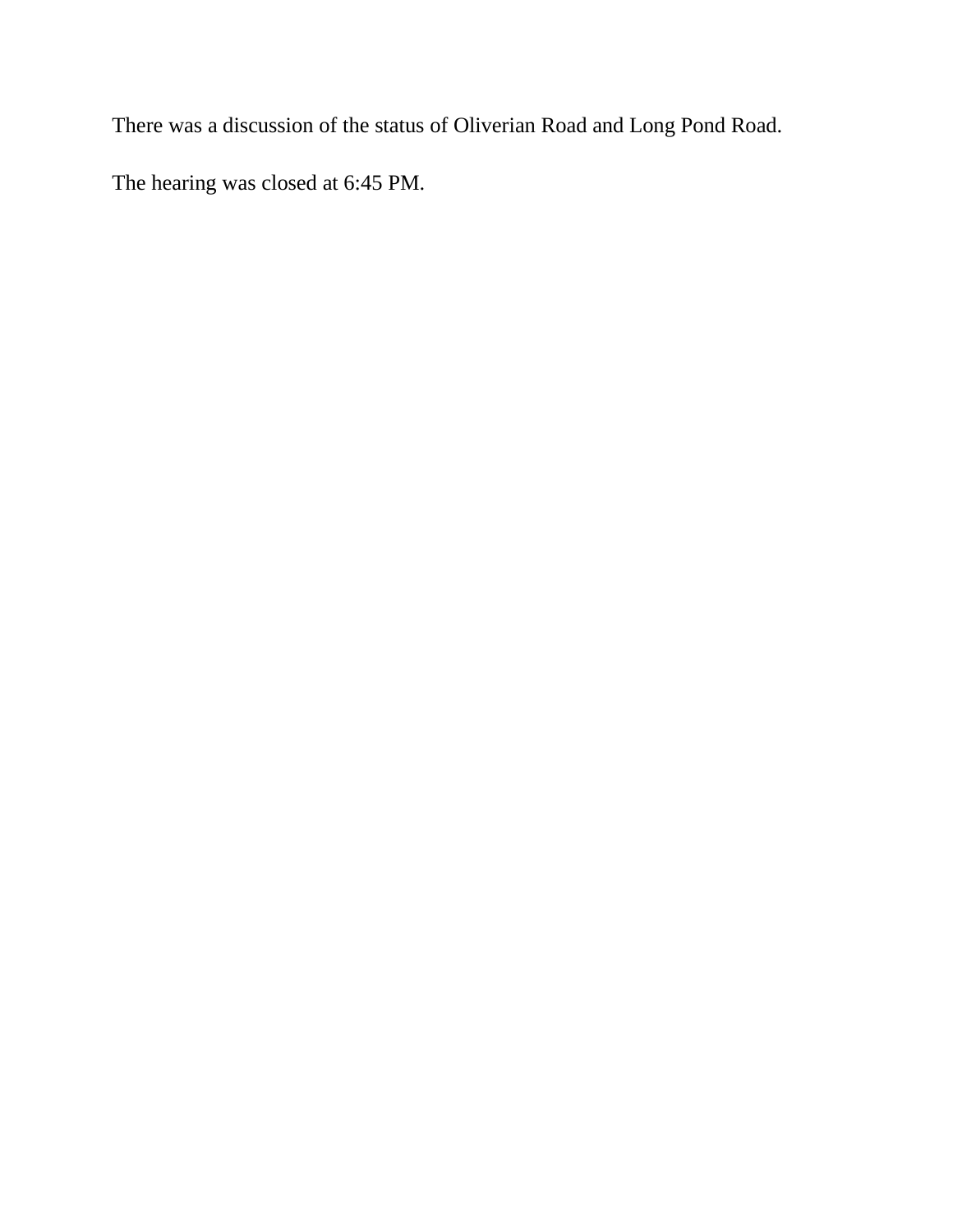There was a discussion of the status of Oliverian Road and Long Pond Road.

The hearing was closed at 6:45 PM.